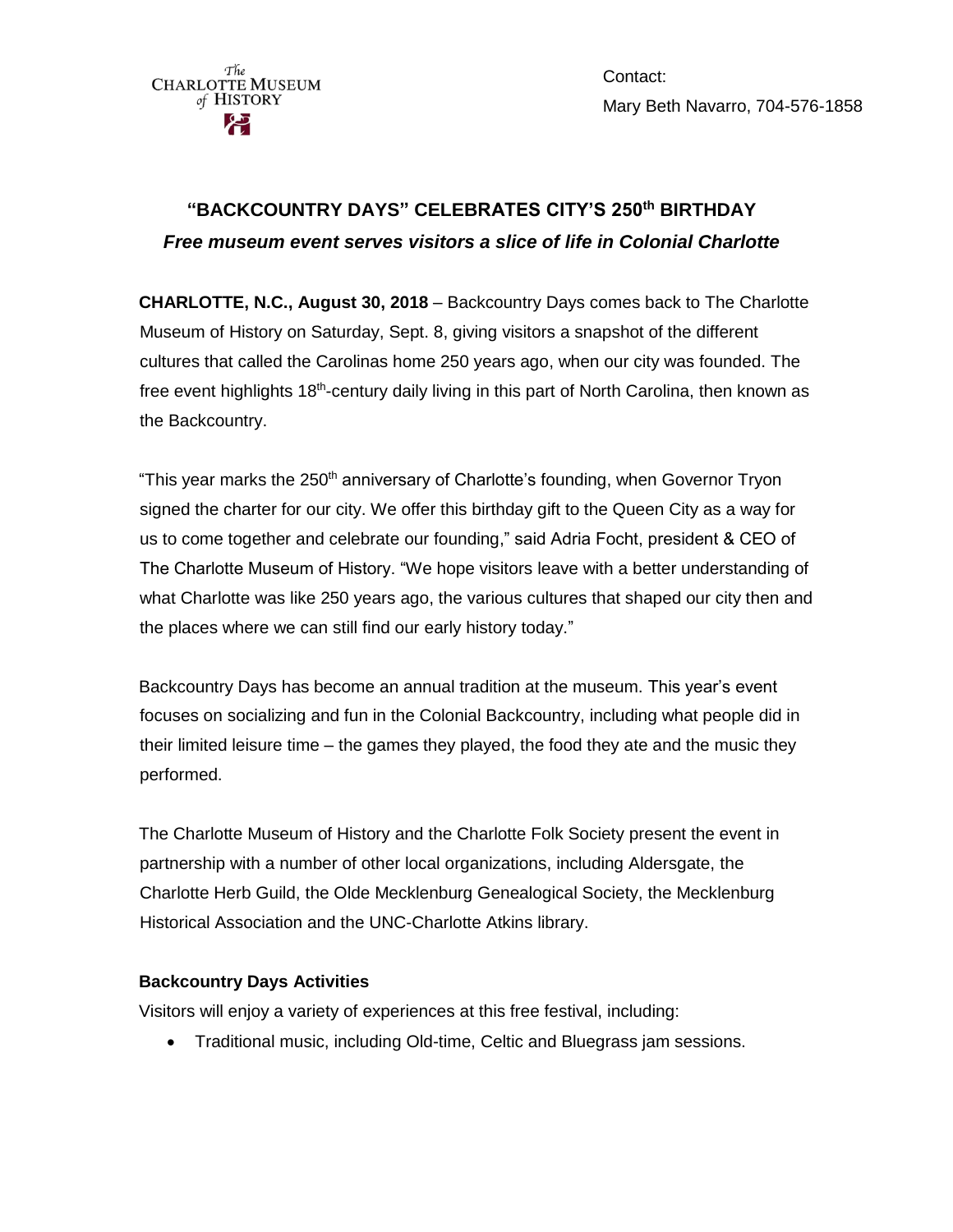The Charlotte Museum of History

Contact:
Mary Beth Navarro, 704-576-1858

# "BACKCOUNTRY DAYS" CELEBRATES CITY'S 250th BIRTHDAY

***Free museum event serves visitors a slice of life in Colonial Charlotte***

**CHARLOTTE, N.C., August 30, 2018** – Backcountry Days comes back to The Charlotte Museum of History on Saturday, Sept. 8, giving visitors a snapshot of the different cultures that called the Carolinas home 250 years ago, when our city was founded. The free event highlights 18th-century daily living in this part of North Carolina, then known as the Backcountry.

"This year marks the 250th anniversary of Charlotte's founding, when Governor Tryon signed the charter for our city. We offer this birthday gift to the Queen City as a way for us to come together and celebrate our founding," said Adria Focht, president & CEO of The Charlotte Museum of History. "We hope visitors leave with a better understanding of what Charlotte was like 250 years ago, the various cultures that shaped our city then and the places where we can still find our early history today."

Backcountry Days has become an annual tradition at the museum. This year's event focuses on socializing and fun in the Colonial Backcountry, including what people did in their limited leisure time – the games they played, the food they ate and the music they performed.

The Charlotte Museum of History and the Charlotte Folk Society present the event in partnership with a number of other local organizations, including Aldersgate, the Charlotte Herb Guild, the Olde Mecklenburg Genealogical Society, the Mecklenburg Historical Association and the UNC-Charlotte Atkins library.

### Backcountry Days Activities

Visitors will enjoy a variety of experiences at this free festival, including:

- Traditional music, including Old-time, Celtic and Bluegrass jam sessions.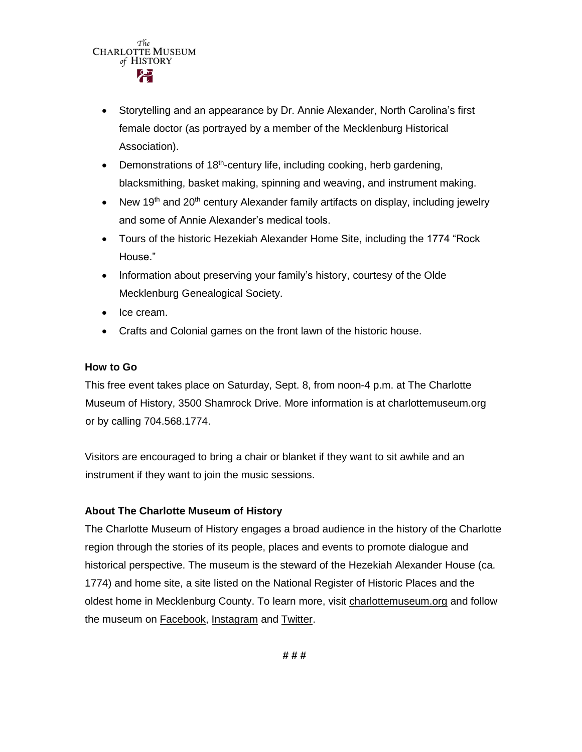- Storytelling and an appearance by Dr. Annie Alexander, North Carolina's first female doctor (as portrayed by a member of the Mecklenburg Historical Association).
- Demonstrations of 18th-century life, including cooking, herb gardening, blacksmithing, basket making, spinning and weaving, and instrument making.
- New 19th and 20th century Alexander family artifacts on display, including jewelry and some of Annie Alexander's medical tools.
- Tours of the historic Hezekiah Alexander Home Site, including the 1774 "Rock House."
- Information about preserving your family's history, courtesy of the Olde Mecklenburg Genealogical Society.
- Ice cream.
- Crafts and Colonial games on the front lawn of the historic house.

**How to Go**

This free event takes place on Saturday, Sept. 8, from noon-4 p.m. at The Charlotte Museum of History, 3500 Shamrock Drive. More information is at charlottemuseum.org or by calling 704.568.1774.

Visitors are encouraged to bring a chair or blanket if they want to sit awhile and an instrument if they want to join the music sessions.

**About The Charlotte Museum of History**

The Charlotte Museum of History engages a broad audience in the history of the Charlotte region through the stories of its people, places and events to promote dialogue and historical perspective. The museum is the steward of the Hezekiah Alexander House (ca. 1774) and home site, a site listed on the National Register of Historic Places and the oldest home in Mecklenburg County. To learn more, visit charlottemuseum.org and follow the museum on Facebook, Instagram and Twitter.

# # #